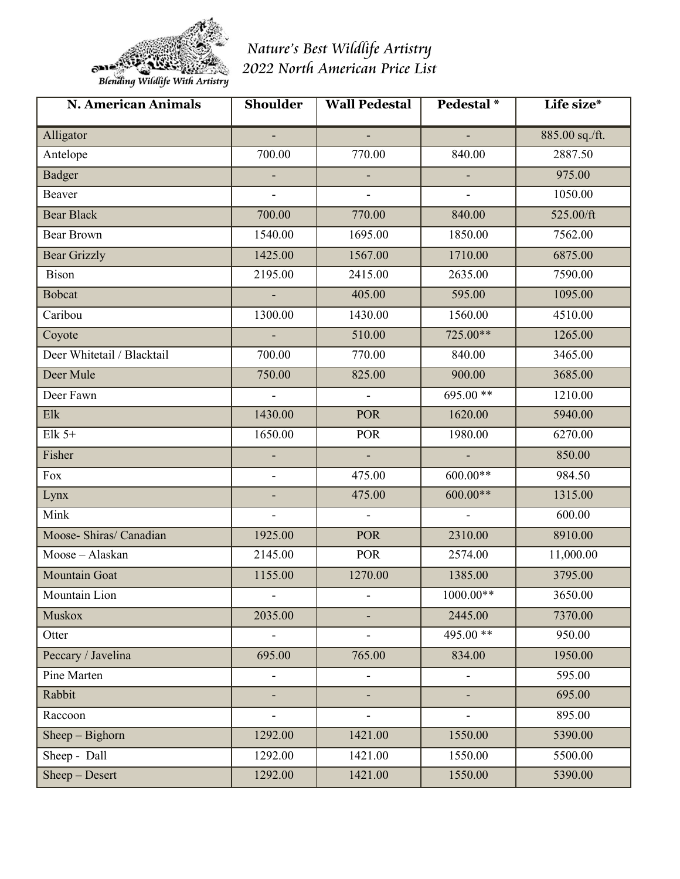Blending Wildlife With Artistry

# *Nature's Best Wildlife Artistry*
# *2022 North American Price List*

| N. American Animals | Shoulder | Wall Pedestal | Pedestal * | Life size* |
|---|---|---|---|---|
| Alligator | - | - | - | 885.00 sq./ft. |
| Antelope | 700.00 | 770.00 | 840.00 | 2887.50 |
| Badger | - | - | - | 975.00 |
| Beaver | - | - | - | 1050.00 |
| Bear Black | 700.00 | 770.00 | 840.00 | 525.00/ft |
| Bear Brown | 1540.00 | 1695.00 | 1850.00 | 7562.00 |
| Bear Grizzly | 1425.00 | 1567.00 | 1710.00 | 6875.00 |
| Bison | 2195.00 | 2415.00 | 2635.00 | 7590.00 |
| Bobcat | - | 405.00 | 595.00 | 1095.00 |
| Caribou | 1300.00 | 1430.00 | 1560.00 | 4510.00 |
| Coyote | - | 510.00 | 725.00** | 1265.00 |
| Deer Whitetail / Blacktail | 700.00 | 770.00 | 840.00 | 3465.00 |
| Deer Mule | 750.00 | 825.00 | 900.00 | 3685.00 |
| Deer Fawn | - | - | 695.00 ** | 1210.00 |
| Elk | 1430.00 | POR | 1620.00 | 5940.00 |
| Elk 5+ | 1650.00 | POR | 1980.00 | 6270.00 |
| Fisher | - | - | - | 850.00 |
| Fox | - | 475.00 | 600.00** | 984.50 |
| Lynx | - | 475.00 | 600.00** | 1315.00 |
| Mink | - | - | - | 600.00 |
| Moose- Shiras/ Canadian | 1925.00 | POR | 2310.00 | 8910.00 |
| Moose – Alaskan | 2145.00 | POR | 2574.00 | 11,000.00 |
| Mountain Goat | 1155.00 | 1270.00 | 1385.00 | 3795.00 |
| Mountain Lion | - | - | 1000.00** | 3650.00 |
| Muskox | 2035.00 | - | 2445.00 | 7370.00 |
| Otter | - | - | 495.00 ** | 950.00 |
| Peccary / Javelina | 695.00 | 765.00 | 834.00 | 1950.00 |
| Pine Marten | - | - | - | 595.00 |
| Rabbit | - | - | - | 695.00 |
| Raccoon | - | - | - | 895.00 |
| Sheep – Bighorn | 1292.00 | 1421.00 | 1550.00 | 5390.00 |
| Sheep - Dall | 1292.00 | 1421.00 | 1550.00 | 5500.00 |
| Sheep – Desert | 1292.00 | 1421.00 | 1550.00 | 5390.00 |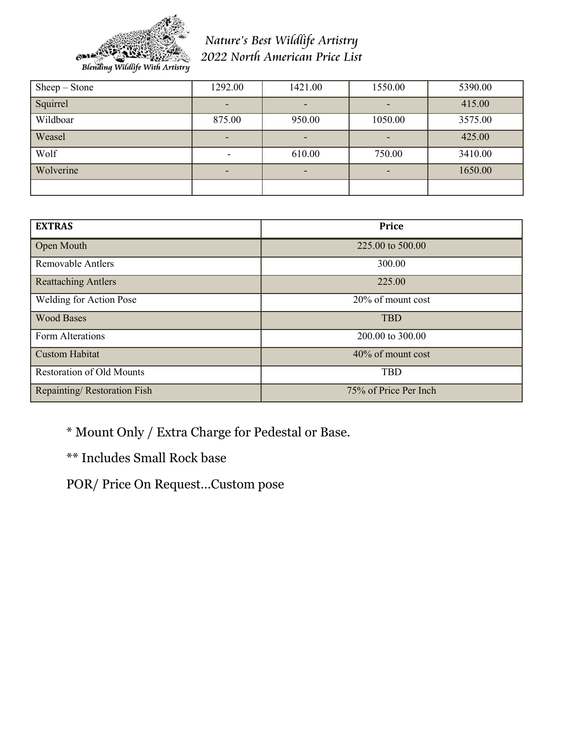*Nature's Best Wildlife Artistry*
*2022 North American Price List*

*Blending Wildlife With Artistry*

| | | | | |
|---|---|---|---|---|
| Sheep – Stone | 1292.00 | 1421.00 | 1550.00 | 5390.00 |
| Squirrel | - | - | - | 415.00 |
| Wildboar | 875.00 | 950.00 | 1050.00 | 3575.00 |
| Weasel | - | - | - | 425.00 |
| Wolf | - | 610.00 | 750.00 | 3410.00 |
| Wolverine | - | - | - | 1650.00 |
| | | | | |

| **EXTRAS** | **Price** |
|---|---|
| Open Mouth | 225.00 to 500.00 |
| Removable Antlers | 300.00 |
| Reattaching Antlers | 225.00 |
| Welding for Action Pose | 20% of mount cost |
| Wood Bases | TBD |
| Form Alterations | 200.00 to 300.00 |
| Custom Habitat | 40% of mount cost |
| Restoration of Old Mounts | TBD |
| Repainting/ Restoration Fish | 75% of Price Per Inch |

* Mount Only / Extra Charge for Pedestal or Base.

** Includes Small Rock base

POR/ Price On Request…Custom pose